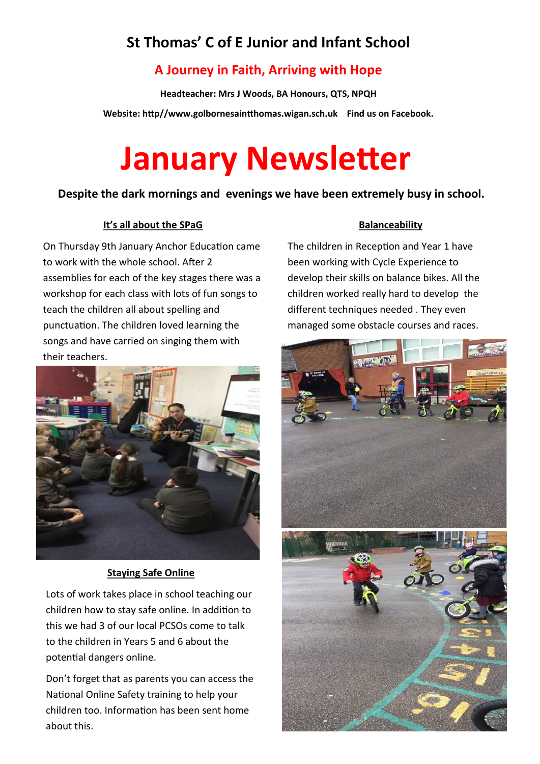# St Thomas' C of E Junior and Infant School

## A Journey in Faith, Arriving with Hope

**Headteacher: Mrs J Woods, BA Honours, QTS, NPQH**

**Website: http//www.golbornesaintthomas.wigan.sch.uk Find us on Facebook.**

# January Newsletter

**Despite the dark mornings and evenings we have been extremely busy in school.**

### It's all about the SPaG

On Thursday 9th January Anchor Education came to work with the whole school. After 2 assemblies for each of the key stages there was a workshop for each class with lots of fun songs to teach the children all about spelling and punctuation. The children loved learning the songs and have carried on singing them with their teachers.

### Staying Safe Online

Lots of work takes place in school teaching our children how to stay safe online. In addition to this we had 3 of our local PCSOs come to talk to the children in Years 5 and 6 about the potential dangers online.

Don't forget that as parents you can access the National Online Safety training to help your children too. Information has been sent home about this.

### Balanceability

The children in Reception and Year 1 have been working with Cycle Experience to develop their skills on balance bikes. All the children worked really hard to develop the different techniques needed . They even managed some obstacle courses and races.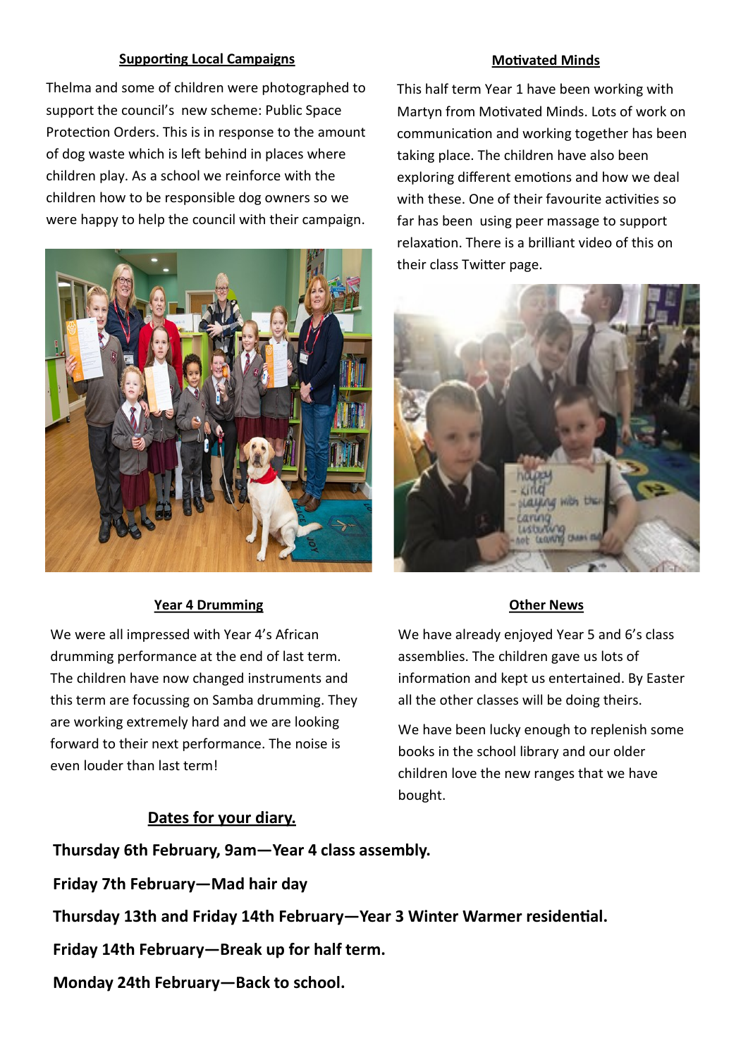## Supporting Local Campaigns

Thelma and some of children were photographed to support the council's new scheme: Public Space Protection Orders. This is in response to the amount of dog waste which is left behind in places where children play. As a school we reinforce with the children how to be responsible dog owners so we were happy to help the council with their campaign.

## Motivated Minds

This half term Year 1 have been working with Martyn from Motivated Minds. Lots of work on communication and working together has been taking place. The children have also been exploring different emotions and how we deal with these. One of their favourite activities so far has been using peer massage to support relaxation. There is a brilliant video of this on their class Twitter page.

## Year 4 Drumming

We were all impressed with Year 4's African drumming performance at the end of last term. The children have now changed instruments and this term are focussing on Samba drumming. They are working extremely hard and we are looking forward to their next performance. The noise is even louder than last term!

## Other News

We have already enjoyed Year 5 and 6's class assemblies. The children gave us lots of information and kept us entertained. By Easter all the other classes will be doing theirs.

We have been lucky enough to replenish some books in the school library and our older children love the new ranges that we have bought.

## Dates for your diary.

**Thursday 6th February, 9am—Year 4 class assembly.**

**Friday 7th February—Mad hair day**

**Thursday 13th and Friday 14th February—Year 3 Winter Warmer residential.**

**Friday 14th February—Break up for half term.**

**Monday 24th February—Back to school.**